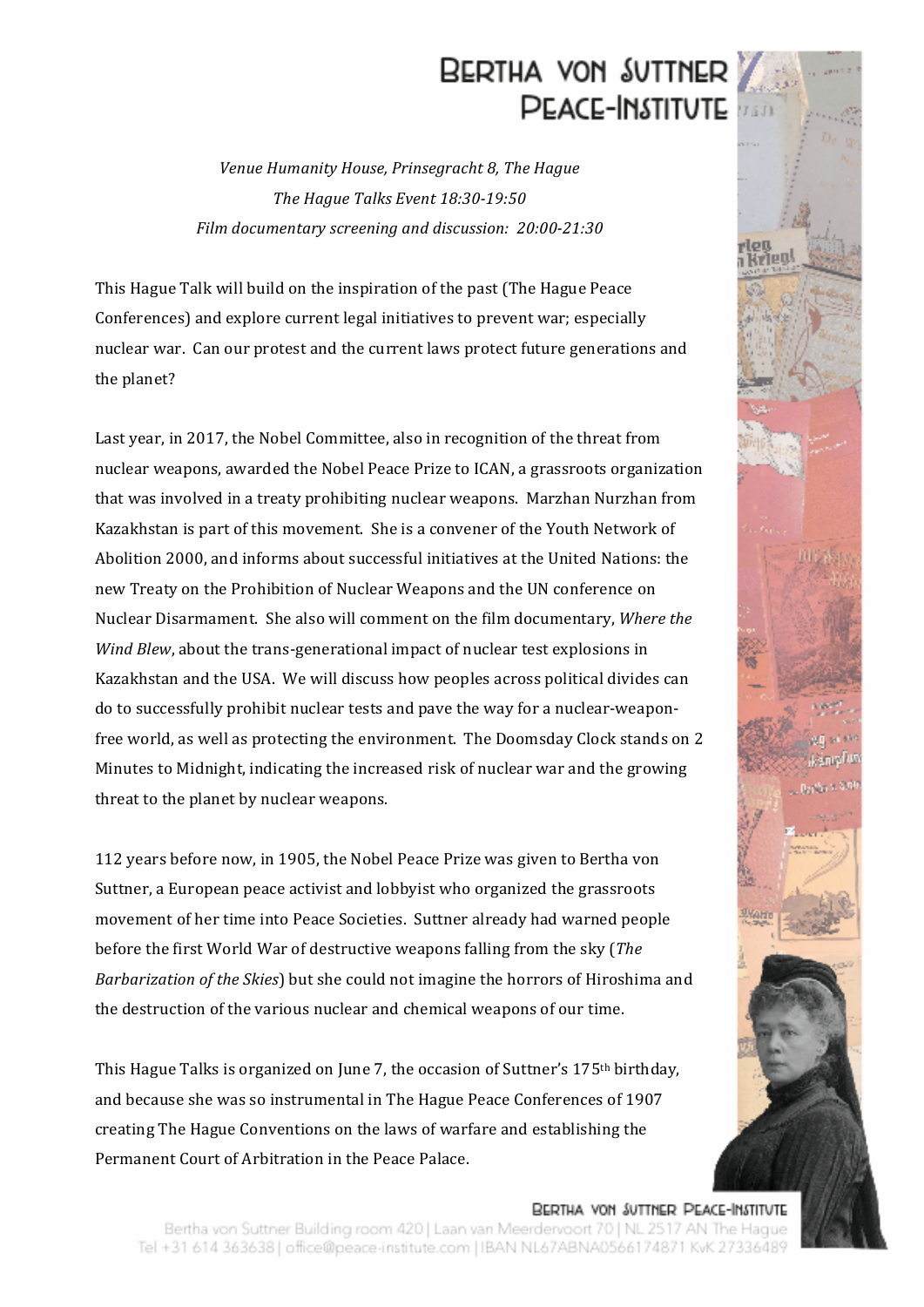# Bertha von Suttner Peace-Institute

*Venue Humanity House, Prinsegracht 8, The Hague*
*The Hague Talks Event 18:30-19:50*
*Film documentary screening and discussion: 20:00-21:30*

This Hague Talk will build on the inspiration of the past (The Hague Peace Conferences) and explore current legal initiatives to prevent war; especially nuclear war. Can our protest and the current laws protect future generations and the planet?

Last year, in 2017, the Nobel Committee, also in recognition of the threat from nuclear weapons, awarded the Nobel Peace Prize to ICAN, a grassroots organization that was involved in a treaty prohibiting nuclear weapons. Marzhan Nurzhan from Kazakhstan is part of this movement. She is a convener of the Youth Network of Abolition 2000, and informs about successful initiatives at the United Nations: the new Treaty on the Prohibition of Nuclear Weapons and the UN conference on Nuclear Disarmament. She also will comment on the film documentary, *Where the Wind Blew*, about the trans-generational impact of nuclear test explosions in Kazakhstan and the USA. We will discuss how peoples across political divides can do to successfully prohibit nuclear tests and pave the way for a nuclear-weapon-free world, as well as protecting the environment. The Doomsday Clock stands on 2 Minutes to Midnight, indicating the increased risk of nuclear war and the growing threat to the planet by nuclear weapons.

112 years before now, in 1905, the Nobel Peace Prize was given to Bertha von Suttner, a European peace activist and lobbyist who organized the grassroots movement of her time into Peace Societies. Suttner already had warned people before the first World War of destructive weapons falling from the sky (*The Barbarization of the Skies*) but she could not imagine the horrors of Hiroshima and the destruction of the various nuclear and chemical weapons of our time.

This Hague Talks is organized on June 7, the occasion of Suttner's 175th birthday, and because she was so instrumental in The Hague Peace Conferences of 1907 creating The Hague Conventions on the laws of warfare and establishing the Permanent Court of Arbitration in the Peace Palace.

BERTHA VON SUTTNER PEACE-INSTITUTE
Bertha von Suttner Building room 420 | Laan van Meerdervoort 70 | NL 2517 AN The Hague
Tel +31 614 363638 | office@peace-institute.com | IBAN NL67ABNA0566174871 KvK 27336489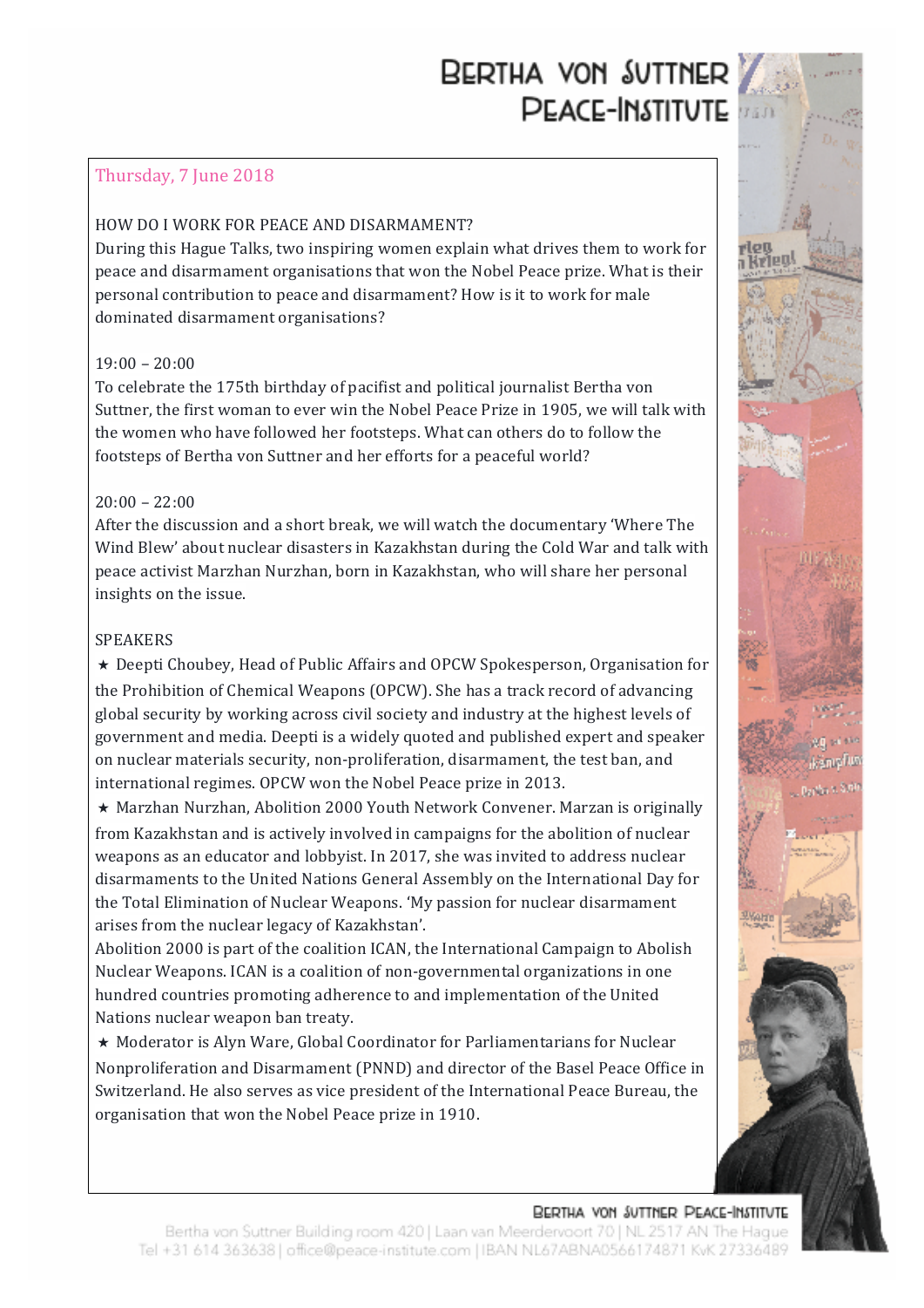# Bertha von Suttner Peace-Institute

## Thursday, 7 June 2018

### HOW DO I WORK FOR PEACE AND DISARMAMENT?

During this Hague Talks, two inspiring women explain what drives them to work for peace and disarmament organisations that won the Nobel Peace prize. What is their personal contribution to peace and disarmament? How is it to work for male dominated disarmament organisations?

### 19:00 – 20:00

To celebrate the 175th birthday of pacifist and political journalist Bertha von Suttner, the first woman to ever win the Nobel Peace Prize in 1905, we will talk with the women who have followed her footsteps. What can others do to follow the footsteps of Bertha von Suttner and her efforts for a peaceful world?

### 20:00 – 22:00

After the discussion and a short break, we will watch the documentary 'Where The Wind Blew' about nuclear disasters in Kazakhstan during the Cold War and talk with peace activist Marzhan Nurzhan, born in Kazakhstan, who will share her personal insights on the issue.

### SPEAKERS

★ Deepti Choubey, Head of Public Affairs and OPCW Spokesperson, Organisation for the Prohibition of Chemical Weapons (OPCW). She has a track record of advancing global security by working across civil society and industry at the highest levels of government and media. Deepti is a widely quoted and published expert and speaker on nuclear materials security, non-proliferation, disarmament, the test ban, and international regimes. OPCW won the Nobel Peace prize in 2013.

★ Marzhan Nurzhan, Abolition 2000 Youth Network Convener. Marzan is originally from Kazakhstan and is actively involved in campaigns for the abolition of nuclear weapons as an educator and lobbyist. In 2017, she was invited to address nuclear disarmaments to the United Nations General Assembly on the International Day for the Total Elimination of Nuclear Weapons. 'My passion for nuclear disarmament arises from the nuclear legacy of Kazakhstan'.

Abolition 2000 is part of the coalition ICAN, the International Campaign to Abolish Nuclear Weapons. ICAN is a coalition of non-governmental organizations in one hundred countries promoting adherence to and implementation of the United Nations nuclear weapon ban treaty.

★ Moderator is Alyn Ware, Global Coordinator for Parliamentarians for Nuclear Nonproliferation and Disarmament (PNND) and director of the Basel Peace Office in Switzerland. He also serves as vice president of the International Peace Bureau, the organisation that won the Nobel Peace prize in 1910.

Bertha von Suttner Peace-Institute
Bertha von Suttner Building room 420 | Laan van Meerdervoort 70 | NL 2517 AN The Hague
Tel +31 614 363638 | office@peace-institute.com | IBAN NL67ABNA0566174871 KvK 27336489